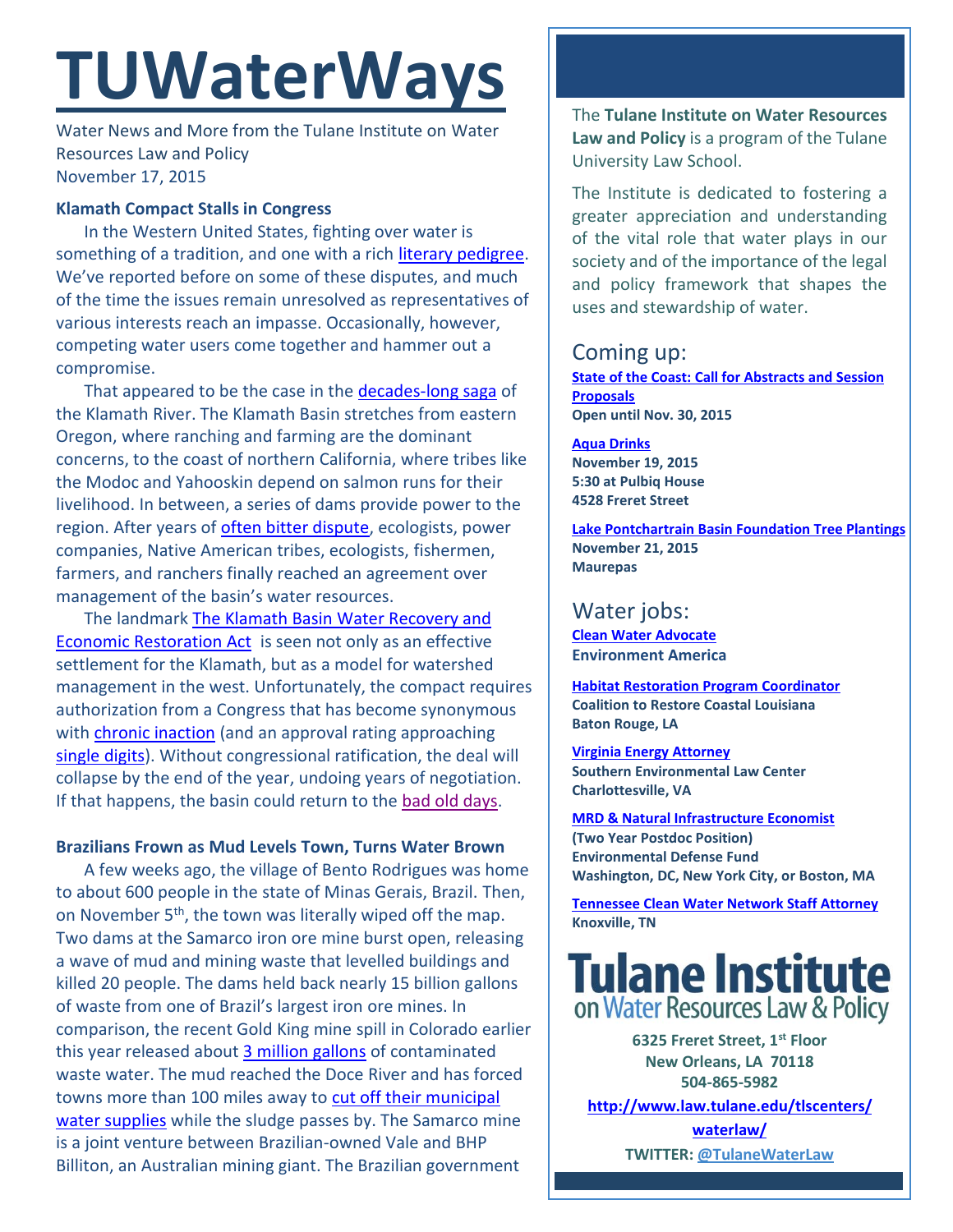# TUWaterWays

Water News and More from the Tulane Institute on Water Resources Law and Policy
November 17, 2015

### Klamath Compact Stalls in Congress

In the Western United States, fighting over water is something of a tradition, and one with a rich literary pedigree. We've reported before on some of these disputes, and much of the time the issues remain unresolved as representatives of various interests reach an impasse. Occasionally, however, competing water users come together and hammer out a compromise.

That appeared to be the case in the decades-long saga of the Klamath River. The Klamath Basin stretches from eastern Oregon, where ranching and farming are the dominant concerns, to the coast of northern California, where tribes like the Modoc and Yahooskin depend on salmon runs for their livelihood. In between, a series of dams provide power to the region. After years of often bitter dispute, ecologists, power companies, Native American tribes, ecologists, fishermen, farmers, and ranchers finally reached an agreement over management of the basin's water resources.

The landmark The Klamath Basin Water Recovery and Economic Restoration Act is seen not only as an effective settlement for the Klamath, but as a model for watershed management in the west. Unfortunately, the compact requires authorization from a Congress that has become synonymous with chronic inaction (and an approval rating approaching single digits). Without congressional ratification, the deal will collapse by the end of the year, undoing years of negotiation. If that happens, the basin could return to the bad old days.

### Brazilians Frown as Mud Levels Town, Turns Water Brown

A few weeks ago, the village of Bento Rodrigues was home to about 600 people in the state of Minas Gerais, Brazil. Then, on November 5th, the town was literally wiped off the map. Two dams at the Samarco iron ore mine burst open, releasing a wave of mud and mining waste that levelled buildings and killed 20 people. The dams held back nearly 15 billion gallons of waste from one of Brazil's largest iron ore mines. In comparison, the recent Gold King mine spill in Colorado earlier this year released about 3 million gallons of contaminated waste water. The mud reached the Doce River and has forced towns more than 100 miles away to cut off their municipal water supplies while the sludge passes by. The Samarco mine is a joint venture between Brazilian-owned Vale and BHP Billiton, an Australian mining giant. The Brazilian government

---

The **Tulane Institute on Water Resources Law and Policy** is a program of the Tulane University Law School.

The Institute is dedicated to fostering a greater appreciation and understanding of the vital role that water plays in our society and of the importance of the legal and policy framework that shapes the uses and stewardship of water.

## Coming up:

**State of the Coast: Call for Abstracts and Session Proposals**
**Open until Nov. 30, 2015**

**Aqua Drinks**
**November 19, 2015**
**5:30 at Pulbiq House**
**4528 Freret Street**

**Lake Pontchartrain Basin Foundation Tree Plantings**
**November 21, 2015**
**Maurepas**

## Water jobs:

**Clean Water Advocate**
**Environment America**

**Habitat Restoration Program Coordinator**
**Coalition to Restore Coastal Louisiana**
**Baton Rouge, LA**

**Virginia Energy Attorney**
**Southern Environmental Law Center**
**Charlottesville, VA**

**MRD & Natural Infrastructure Economist**
**(Two Year Postdoc Position)**
**Environmental Defense Fund**
**Washington, DC, New York City, or Boston, MA**

**Tennessee Clean Water Network Staff Attorney**
**Knoxville, TN**

**Tulane Institute on Water Resources Law & Policy**

**6325 Freret Street, 1st Floor**
**New Orleans, LA 70118**
**504-865-5982**
**http://www.law.tulane.edu/tlscenters/waterlaw/**
**TWITTER: @TulaneWaterLaw**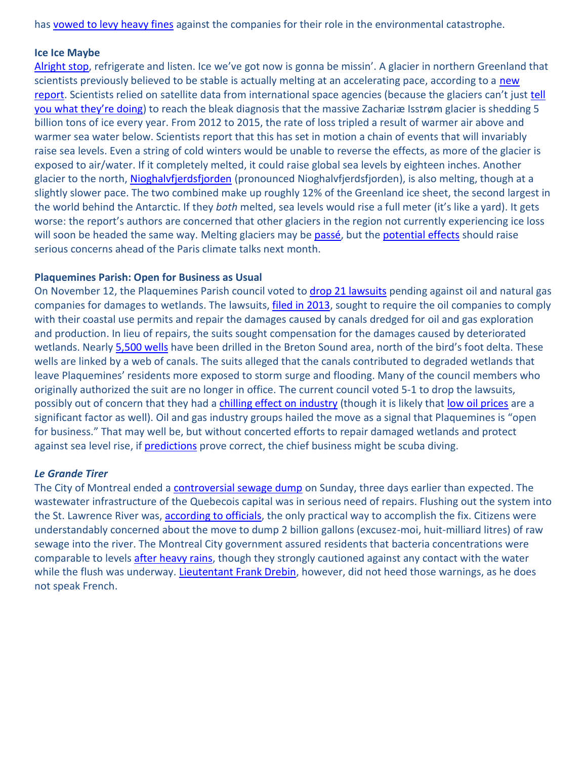has vowed to levy heavy fines against the companies for their role in the environmental catastrophe.

**Ice Ice Maybe**

Alright stop, refrigerate and listen. Ice we've got now is gonna be missin'. A glacier in northern Greenland that scientists previously believed to be stable is actually melting at an accelerating pace, according to a new report. Scientists relied on satellite data from international space agencies (because the glaciers can't just tell you what they're doing) to reach the bleak diagnosis that the massive Zachariæ Isstrøm glacier is shedding 5 billion tons of ice every year. From 2012 to 2015, the rate of loss tripled a result of warmer air above and warmer sea water below. Scientists report that this has set in motion a chain of events that will invariably raise sea levels. Even a string of cold winters would be unable to reverse the effects, as more of the glacier is exposed to air/water. If it completely melted, it could raise global sea levels by eighteen inches. Another glacier to the north, Nioghalvfjerdsfjorden (pronounced Nioghalvfjerdsfjorden), is also melting, though at a slightly slower pace. The two combined make up roughly 12% of the Greenland ice sheet, the second largest in the world behind the Antarctic. If they *both* melted, sea levels would rise a full meter (it's like a yard). It gets worse: the report's authors are concerned that other glaciers in the region not currently experiencing ice loss will soon be headed the same way. Melting glaciers may be passé, but the potential effects should raise serious concerns ahead of the Paris climate talks next month.

**Plaquemines Parish: Open for Business as Usual**

On November 12, the Plaquemines Parish council voted to drop 21 lawsuits pending against oil and natural gas companies for damages to wetlands. The lawsuits, filed in 2013, sought to require the oil companies to comply with their coastal use permits and repair the damages caused by canals dredged for oil and gas exploration and production. In lieu of repairs, the suits sought compensation for the damages caused by deteriorated wetlands. Nearly 5,500 wells have been drilled in the Breton Sound area, north of the bird's foot delta. These wells are linked by a web of canals. The suits alleged that the canals contributed to degraded wetlands that leave Plaquemines' residents more exposed to storm surge and flooding. Many of the council members who originally authorized the suit are no longer in office. The current council voted 5-1 to drop the lawsuits, possibly out of concern that they had a chilling effect on industry (though it is likely that low oil prices are a significant factor as well). Oil and gas industry groups hailed the move as a signal that Plaquemines is "open for business." That may well be, but without concerted efforts to repair damaged wetlands and protect against sea level rise, if predictions prove correct, the chief business might be scuba diving.

***Le Grande Tirer***

The City of Montreal ended a controversial sewage dump on Sunday, three days earlier than expected. The wastewater infrastructure of the Quebecois capital was in serious need of repairs. Flushing out the system into the St. Lawrence River was, according to officials, the only practical way to accomplish the fix. Citizens were understandably concerned about the move to dump 2 billion gallons (excusez-moi, huit-milliard litres) of raw sewage into the river. The Montreal City government assured residents that bacteria concentrations were comparable to levels after heavy rains, though they strongly cautioned against any contact with the water while the flush was underway. Lieutentant Frank Drebin, however, did not heed those warnings, as he does not speak French.